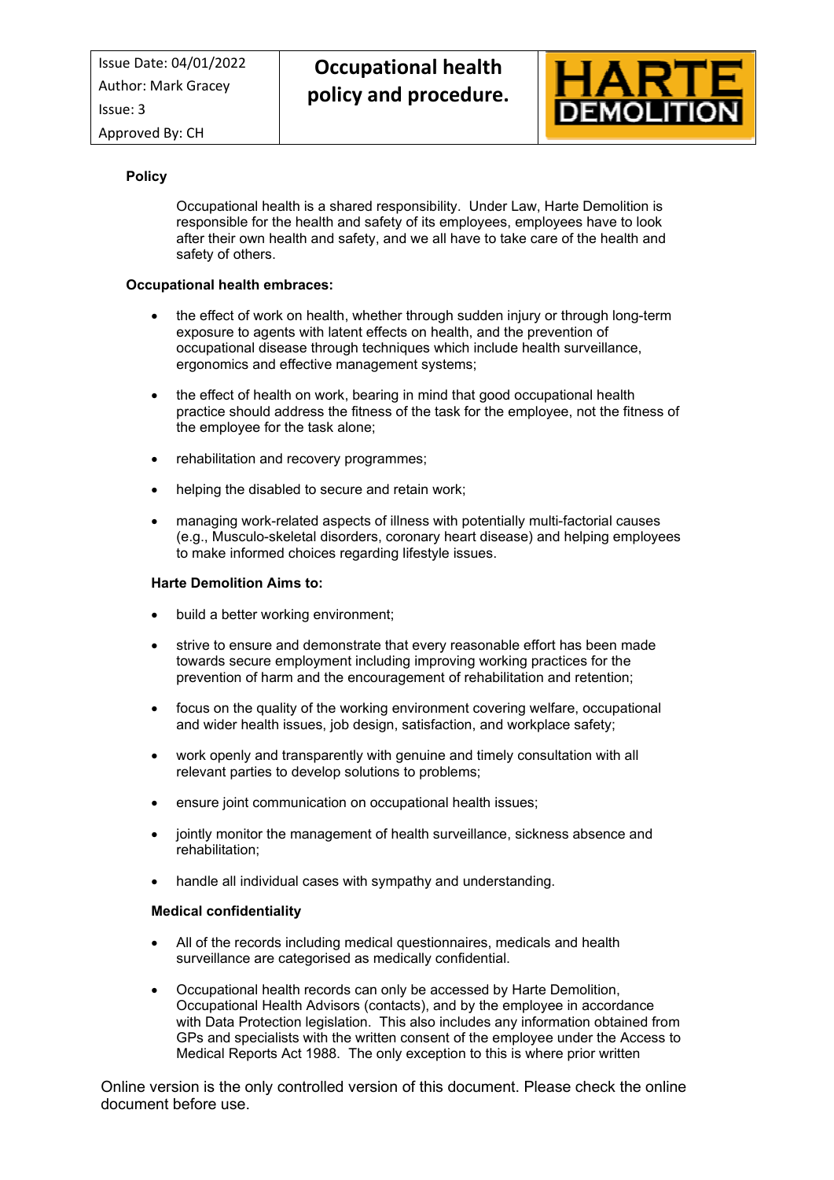| Issue Date: 04/01/2022<br>Author: Mark Gracey<br>Issue: 3<br>Approved By: CH | **Occupational health policy and procedure.** | HARTE DEMOLITION |
|---|---|---|

**Policy**

Occupational health is a shared responsibility. Under Law, Harte Demolition is responsible for the health and safety of its employees, employees have to look after their own health and safety, and we all have to take care of the health and safety of others.

**Occupational health embraces:**

- the effect of work on health, whether through sudden injury or through long-term exposure to agents with latent effects on health, and the prevention of occupational disease through techniques which include health surveillance, ergonomics and effective management systems;
- the effect of health on work, bearing in mind that good occupational health practice should address the fitness of the task for the employee, not the fitness of the employee for the task alone;
- rehabilitation and recovery programmes;
- helping the disabled to secure and retain work;
- managing work-related aspects of illness with potentially multi-factorial causes (e.g., Musculo-skeletal disorders, coronary heart disease) and helping employees to make informed choices regarding lifestyle issues.

**Harte Demolition Aims to:**

- build a better working environment;
- strive to ensure and demonstrate that every reasonable effort has been made towards secure employment including improving working practices for the prevention of harm and the encouragement of rehabilitation and retention;
- focus on the quality of the working environment covering welfare, occupational and wider health issues, job design, satisfaction, and workplace safety;
- work openly and transparently with genuine and timely consultation with all relevant parties to develop solutions to problems;
- ensure joint communication on occupational health issues;
- jointly monitor the management of health surveillance, sickness absence and rehabilitation;
- handle all individual cases with sympathy and understanding.

**Medical confidentiality**

- All of the records including medical questionnaires, medicals and health surveillance are categorised as medically confidential.
- Occupational health records can only be accessed by Harte Demolition, Occupational Health Advisors (contacts), and by the employee in accordance with Data Protection legislation. This also includes any information obtained from GPs and specialists with the written consent of the employee under the Access to Medical Reports Act 1988. The only exception to this is where prior written

Online version is the only controlled version of this document. Please check the online document before use.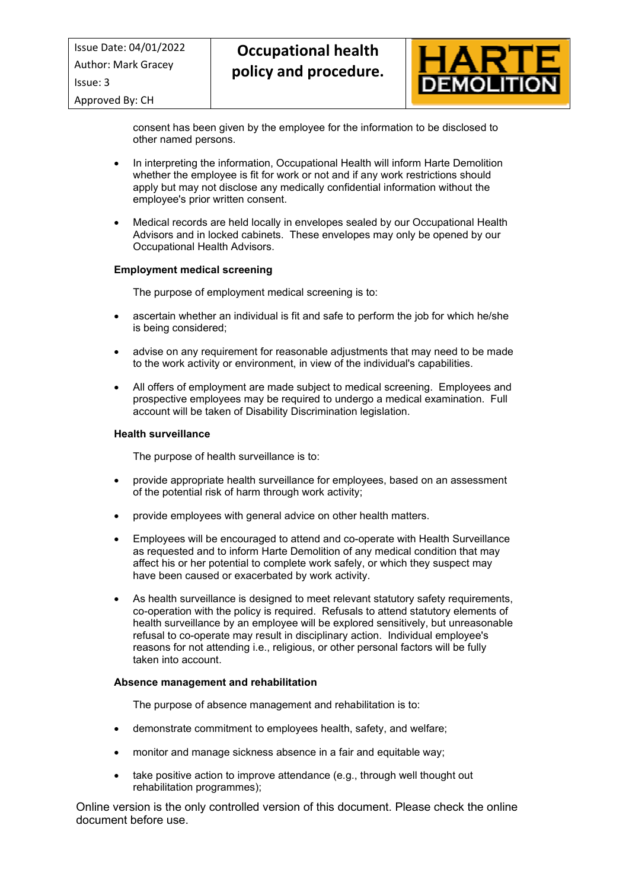consent has been given by the employee for the information to be disclosed to other named persons.

- In interpreting the information, Occupational Health will inform Harte Demolition whether the employee is fit for work or not and if any work restrictions should apply but may not disclose any medically confidential information without the employee's prior written consent.
- Medical records are held locally in envelopes sealed by our Occupational Health Advisors and in locked cabinets. These envelopes may only be opened by our Occupational Health Advisors.

**Employment medical screening**

The purpose of employment medical screening is to:

- ascertain whether an individual is fit and safe to perform the job for which he/she is being considered;
- advise on any requirement for reasonable adjustments that may need to be made to the work activity or environment, in view of the individual's capabilities.
- All offers of employment are made subject to medical screening. Employees and prospective employees may be required to undergo a medical examination. Full account will be taken of Disability Discrimination legislation.

**Health surveillance**

The purpose of health surveillance is to:

- provide appropriate health surveillance for employees, based on an assessment of the potential risk of harm through work activity;
- provide employees with general advice on other health matters.
- Employees will be encouraged to attend and co-operate with Health Surveillance as requested and to inform Harte Demolition of any medical condition that may affect his or her potential to complete work safely, or which they suspect may have been caused or exacerbated by work activity.
- As health surveillance is designed to meet relevant statutory safety requirements, co-operation with the policy is required. Refusals to attend statutory elements of health surveillance by an employee will be explored sensitively, but unreasonable refusal to co-operate may result in disciplinary action. Individual employee's reasons for not attending i.e., religious, or other personal factors will be fully taken into account.

**Absence management and rehabilitation**

The purpose of absence management and rehabilitation is to:

- demonstrate commitment to employees health, safety, and welfare;
- monitor and manage sickness absence in a fair and equitable way;
- take positive action to improve attendance (e.g., through well thought out rehabilitation programmes);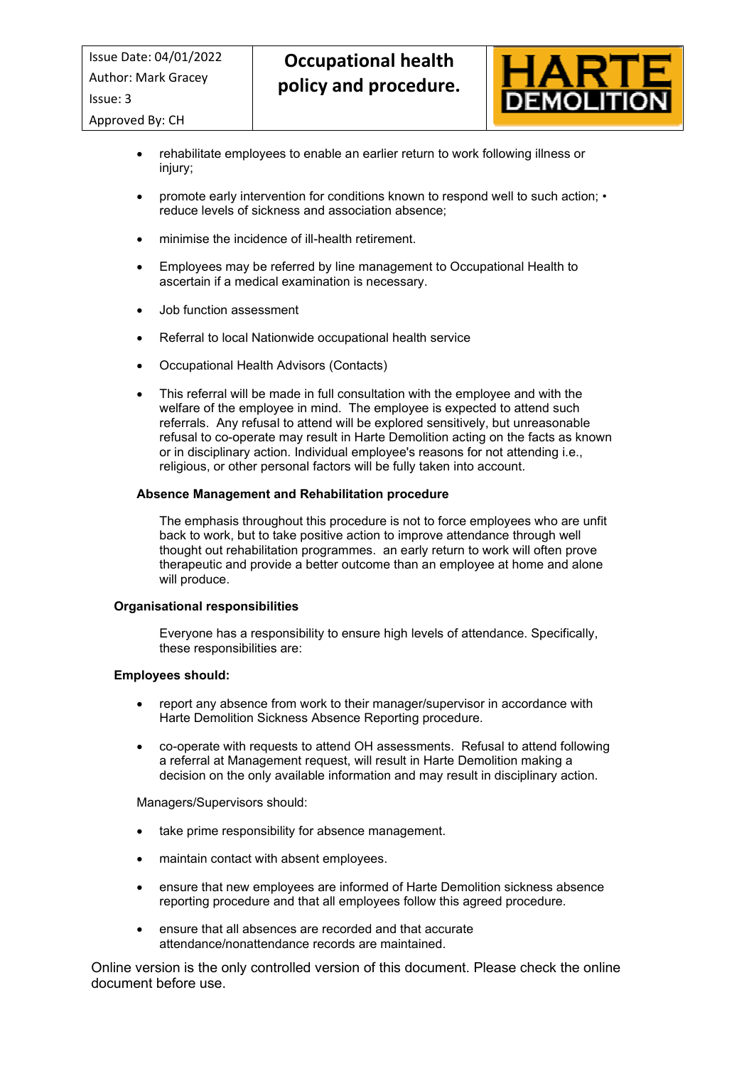- rehabilitate employees to enable an earlier return to work following illness or injury;
- promote early intervention for conditions known to respond well to such action; • reduce levels of sickness and association absence;
- minimise the incidence of ill-health retirement.
- Employees may be referred by line management to Occupational Health to ascertain if a medical examination is necessary.
- Job function assessment
- Referral to local Nationwide occupational health service
- Occupational Health Advisors (Contacts)
- This referral will be made in full consultation with the employee and with the welfare of the employee in mind. The employee is expected to attend such referrals. Any refusal to attend will be explored sensitively, but unreasonable refusal to co-operate may result in Harte Demolition acting on the facts as known or in disciplinary action. Individual employee's reasons for not attending i.e., religious, or other personal factors will be fully taken into account.

**Absence Management and Rehabilitation procedure**

The emphasis throughout this procedure is not to force employees who are unfit back to work, but to take positive action to improve attendance through well thought out rehabilitation programmes. an early return to work will often prove therapeutic and provide a better outcome than an employee at home and alone will produce.

**Organisational responsibilities**

Everyone has a responsibility to ensure high levels of attendance. Specifically, these responsibilities are:

**Employees should:**

- report any absence from work to their manager/supervisor in accordance with Harte Demolition Sickness Absence Reporting procedure.
- co-operate with requests to attend OH assessments. Refusal to attend following a referral at Management request, will result in Harte Demolition making a decision on the only available information and may result in disciplinary action.

Managers/Supervisors should:

- take prime responsibility for absence management.
- maintain contact with absent employees.
- ensure that new employees are informed of Harte Demolition sickness absence reporting procedure and that all employees follow this agreed procedure.
- ensure that all absences are recorded and that accurate attendance/nonattendance records are maintained.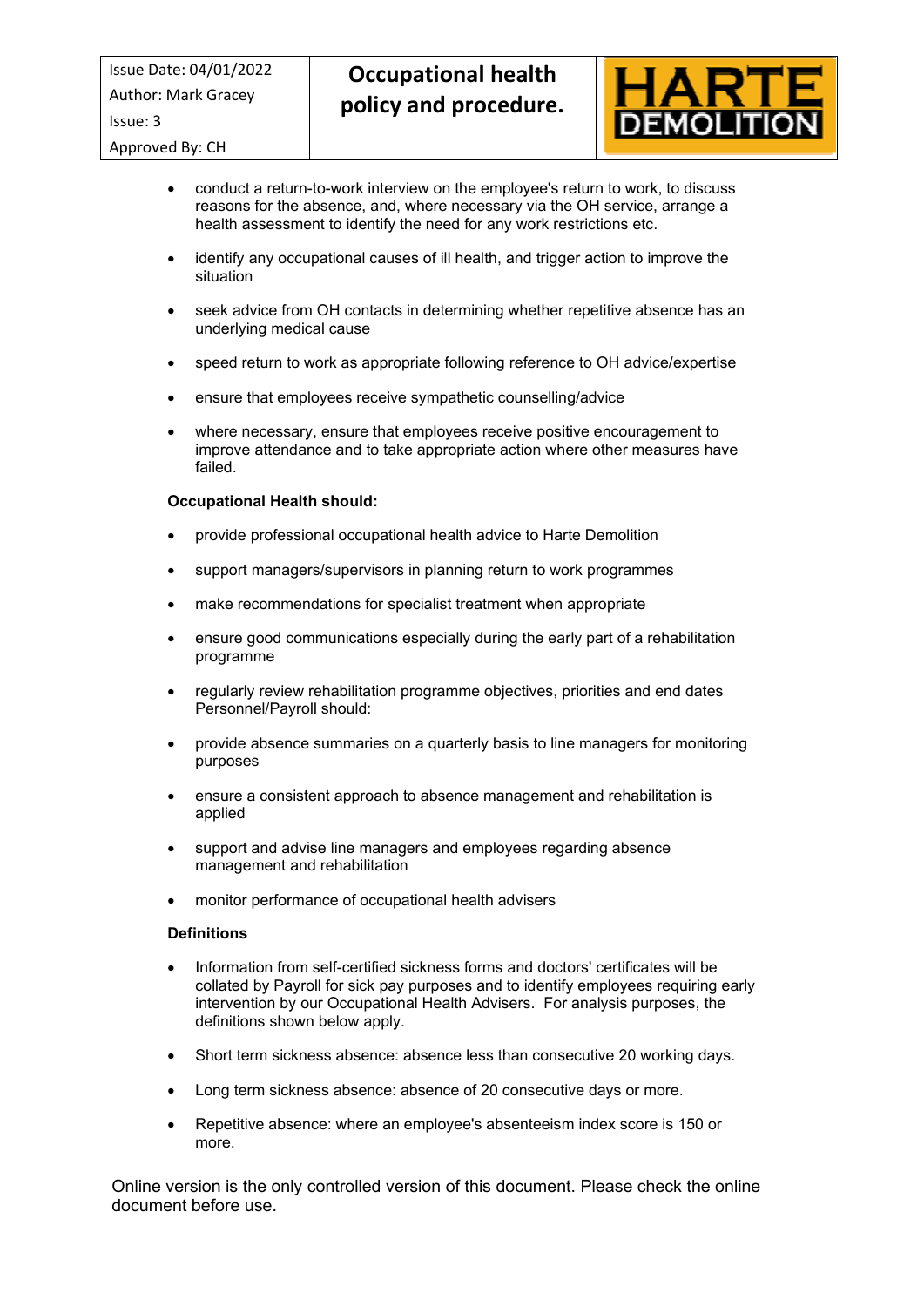- conduct a return-to-work interview on the employee's return to work, to discuss reasons for the absence, and, where necessary via the OH service, arrange a health assessment to identify the need for any work restrictions etc.

- identify any occupational causes of ill health, and trigger action to improve the situation

- seek advice from OH contacts in determining whether repetitive absence has an underlying medical cause

- speed return to work as appropriate following reference to OH advice/expertise

- ensure that employees receive sympathetic counselling/advice

- where necessary, ensure that employees receive positive encouragement to improve attendance and to take appropriate action where other measures have failed.

**Occupational Health should:**

- provide professional occupational health advice to Harte Demolition

- support managers/supervisors in planning return to work programmes

- make recommendations for specialist treatment when appropriate

- ensure good communications especially during the early part of a rehabilitation programme

- regularly review rehabilitation programme objectives, priorities and end dates Personnel/Payroll should:

- provide absence summaries on a quarterly basis to line managers for monitoring purposes

- ensure a consistent approach to absence management and rehabilitation is applied

- support and advise line managers and employees regarding absence management and rehabilitation

- monitor performance of occupational health advisers

**Definitions**

- Information from self-certified sickness forms and doctors' certificates will be collated by Payroll for sick pay purposes and to identify employees requiring early intervention by our Occupational Health Advisers. For analysis purposes, the definitions shown below apply.

- Short term sickness absence: absence less than consecutive 20 working days.

- Long term sickness absence: absence of 20 consecutive days or more.

- Repetitive absence: where an employee's absenteeism index score is 150 or more.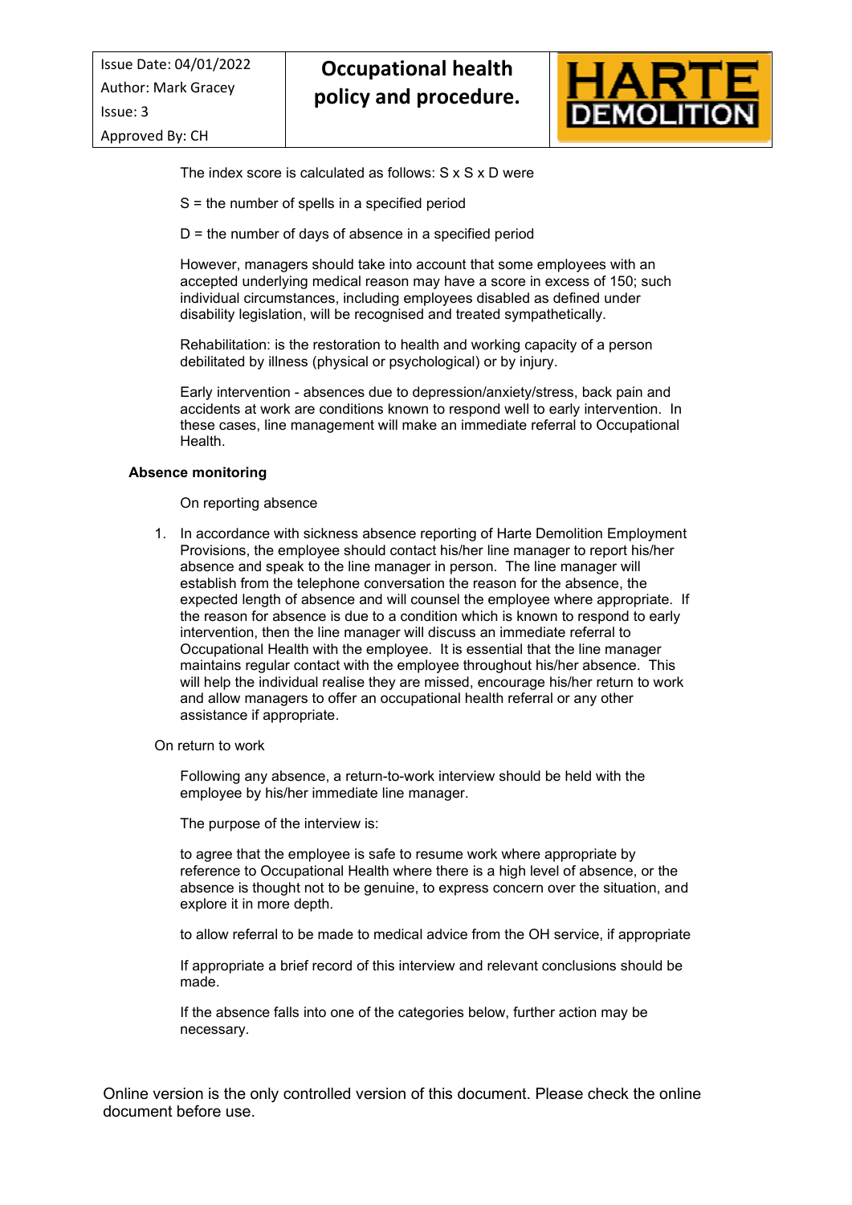The index score is calculated as follows: S x S x D were

S = the number of spells in a specified period

D = the number of days of absence in a specified period

However, managers should take into account that some employees with an accepted underlying medical reason may have a score in excess of 150; such individual circumstances, including employees disabled as defined under disability legislation, will be recognised and treated sympathetically.

Rehabilitation: is the restoration to health and working capacity of a person debilitated by illness (physical or psychological) or by injury.

Early intervention - absences due to depression/anxiety/stress, back pain and accidents at work are conditions known to respond well to early intervention. In these cases, line management will make an immediate referral to Occupational Health.

**Absence monitoring**

On reporting absence

1. In accordance with sickness absence reporting of Harte Demolition Employment Provisions, the employee should contact his/her line manager to report his/her absence and speak to the line manager in person. The line manager will establish from the telephone conversation the reason for the absence, the expected length of absence and will counsel the employee where appropriate. If the reason for absence is due to a condition which is known to respond to early intervention, then the line manager will discuss an immediate referral to Occupational Health with the employee. It is essential that the line manager maintains regular contact with the employee throughout his/her absence. This will help the individual realise they are missed, encourage his/her return to work and allow managers to offer an occupational health referral or any other assistance if appropriate.

On return to work

Following any absence, a return-to-work interview should be held with the employee by his/her immediate line manager.

The purpose of the interview is:

to agree that the employee is safe to resume work where appropriate by reference to Occupational Health where there is a high level of absence, or the absence is thought not to be genuine, to express concern over the situation, and explore it in more depth.

to allow referral to be made to medical advice from the OH service, if appropriate

If appropriate a brief record of this interview and relevant conclusions should be made.

If the absence falls into one of the categories below, further action may be necessary.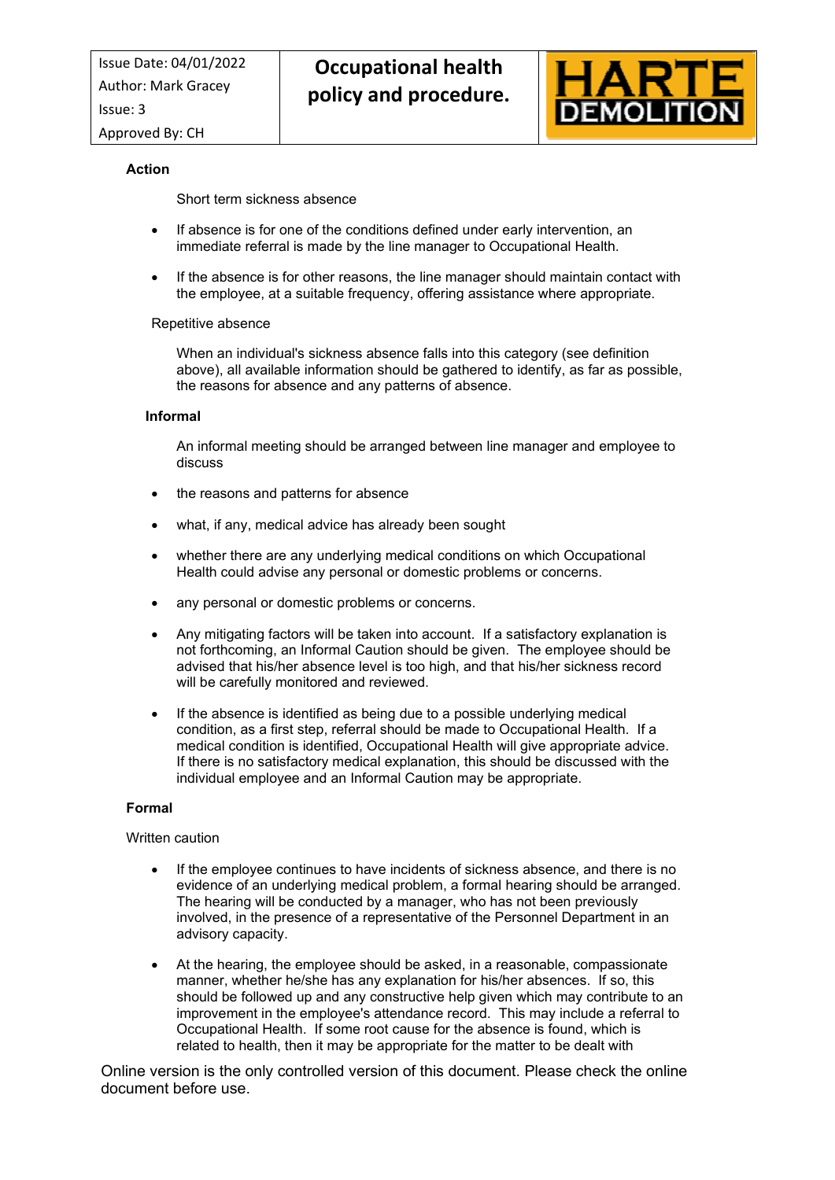**Action**

Short term sickness absence

- If absence is for one of the conditions defined under early intervention, an immediate referral is made by the line manager to Occupational Health.
- If the absence is for other reasons, the line manager should maintain contact with the employee, at a suitable frequency, offering assistance where appropriate.

Repetitive absence

When an individual's sickness absence falls into this category (see definition above), all available information should be gathered to identify, as far as possible, the reasons for absence and any patterns of absence.

**Informal**

An informal meeting should be arranged between line manager and employee to discuss

- the reasons and patterns for absence
- what, if any, medical advice has already been sought
- whether there are any underlying medical conditions on which Occupational Health could advise any personal or domestic problems or concerns.
- any personal or domestic problems or concerns.
- Any mitigating factors will be taken into account. If a satisfactory explanation is not forthcoming, an Informal Caution should be given. The employee should be advised that his/her absence level is too high, and that his/her sickness record will be carefully monitored and reviewed.
- If the absence is identified as being due to a possible underlying medical condition, as a first step, referral should be made to Occupational Health. If a medical condition is identified, Occupational Health will give appropriate advice. If there is no satisfactory medical explanation, this should be discussed with the individual employee and an Informal Caution may be appropriate.

**Formal**

Written caution

- If the employee continues to have incidents of sickness absence, and there is no evidence of an underlying medical problem, a formal hearing should be arranged. The hearing will be conducted by a manager, who has not been previously involved, in the presence of a representative of the Personnel Department in an advisory capacity.
- At the hearing, the employee should be asked, in a reasonable, compassionate manner, whether he/she has any explanation for his/her absences. If so, this should be followed up and any constructive help given which may contribute to an improvement in the employee's attendance record. This may include a referral to Occupational Health. If some root cause for the absence is found, which is related to health, then it may be appropriate for the matter to be dealt with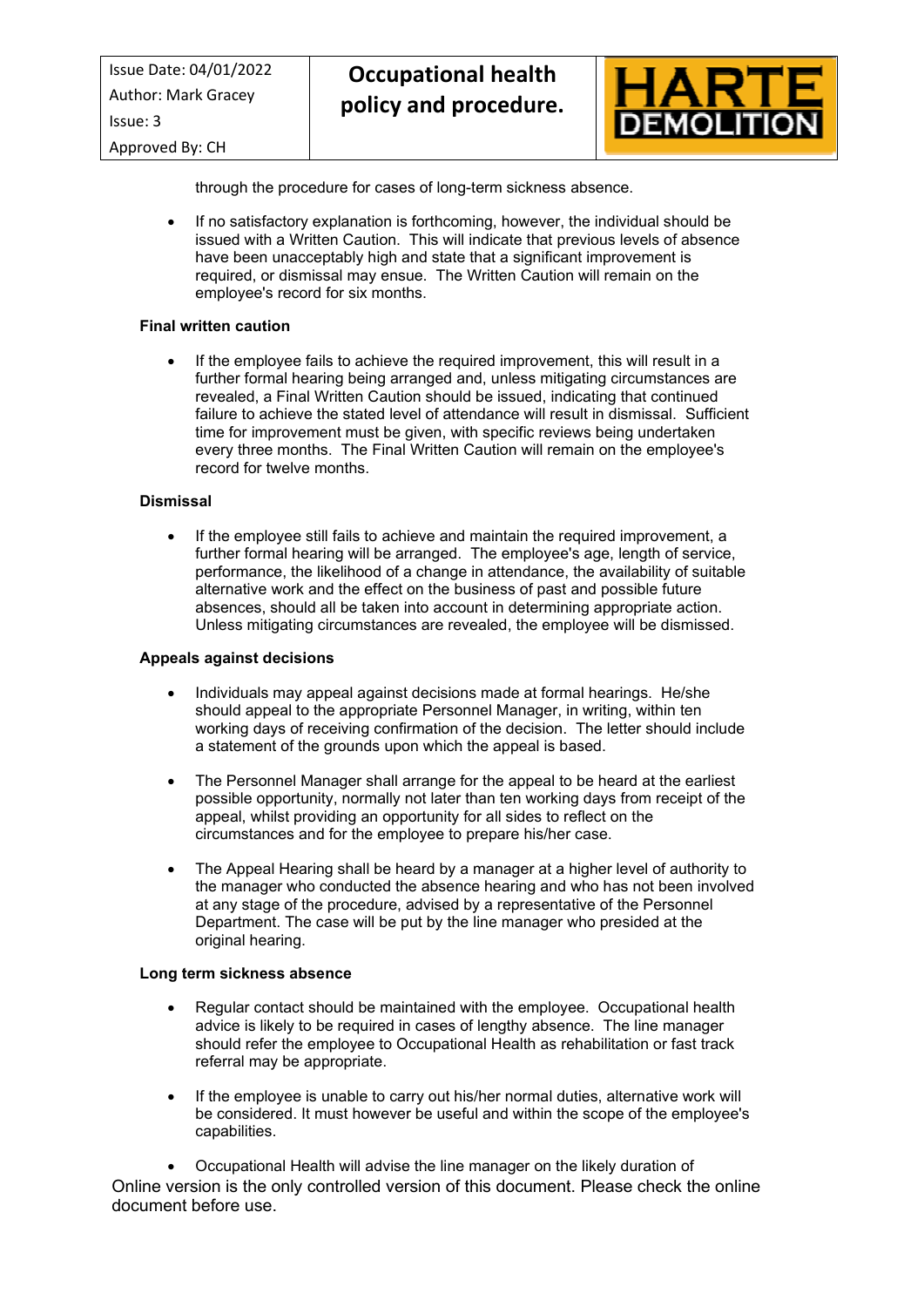through the procedure for cases of long-term sickness absence.

- If no satisfactory explanation is forthcoming, however, the individual should be issued with a Written Caution. This will indicate that previous levels of absence have been unacceptably high and state that a significant improvement is required, or dismissal may ensue. The Written Caution will remain on the employee's record for six months.

**Final written caution**

- If the employee fails to achieve the required improvement, this will result in a further formal hearing being arranged and, unless mitigating circumstances are revealed, a Final Written Caution should be issued, indicating that continued failure to achieve the stated level of attendance will result in dismissal. Sufficient time for improvement must be given, with specific reviews being undertaken every three months. The Final Written Caution will remain on the employee's record for twelve months.

**Dismissal**

- If the employee still fails to achieve and maintain the required improvement, a further formal hearing will be arranged. The employee's age, length of service, performance, the likelihood of a change in attendance, the availability of suitable alternative work and the effect on the business of past and possible future absences, should all be taken into account in determining appropriate action. Unless mitigating circumstances are revealed, the employee will be dismissed.

**Appeals against decisions**

- Individuals may appeal against decisions made at formal hearings. He/she should appeal to the appropriate Personnel Manager, in writing, within ten working days of receiving confirmation of the decision. The letter should include a statement of the grounds upon which the appeal is based.

- The Personnel Manager shall arrange for the appeal to be heard at the earliest possible opportunity, normally not later than ten working days from receipt of the appeal, whilst providing an opportunity for all sides to reflect on the circumstances and for the employee to prepare his/her case.

- The Appeal Hearing shall be heard by a manager at a higher level of authority to the manager who conducted the absence hearing and who has not been involved at any stage of the procedure, advised by a representative of the Personnel Department. The case will be put by the line manager who presided at the original hearing.

**Long term sickness absence**

- Regular contact should be maintained with the employee. Occupational health advice is likely to be required in cases of lengthy absence. The line manager should refer the employee to Occupational Health as rehabilitation or fast track referral may be appropriate.

- If the employee is unable to carry out his/her normal duties, alternative work will be considered. It must however be useful and within the scope of the employee's capabilities.

- Occupational Health will advise the line manager on the likely duration of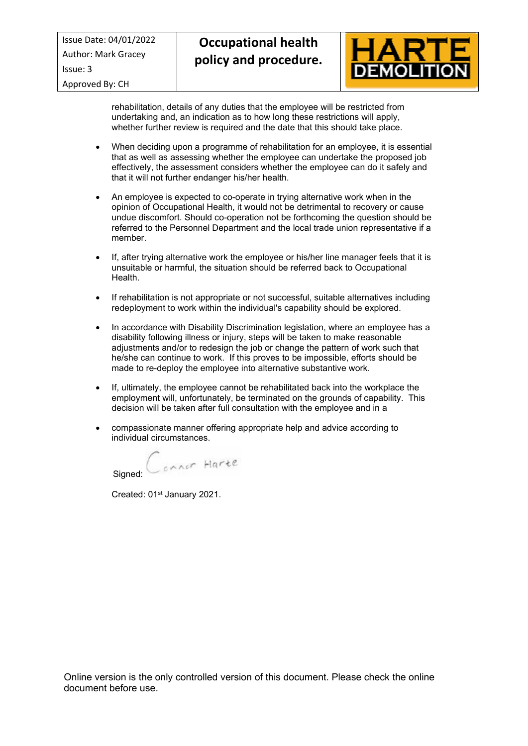rehabilitation, details of any duties that the employee will be restricted from undertaking and, an indication as to how long these restrictions will apply, whether further review is required and the date that this should take place.

- When deciding upon a programme of rehabilitation for an employee, it is essential that as well as assessing whether the employee can undertake the proposed job effectively, the assessment considers whether the employee can do it safely and that it will not further endanger his/her health.
- An employee is expected to co-operate in trying alternative work when in the opinion of Occupational Health, it would not be detrimental to recovery or cause undue discomfort. Should co-operation not be forthcoming the question should be referred to the Personnel Department and the local trade union representative if a member.
- If, after trying alternative work the employee or his/her line manager feels that it is unsuitable or harmful, the situation should be referred back to Occupational Health.
- If rehabilitation is not appropriate or not successful, suitable alternatives including redeployment to work within the individual's capability should be explored.
- In accordance with Disability Discrimination legislation, where an employee has a disability following illness or injury, steps will be taken to make reasonable adjustments and/or to redesign the job or change the pattern of work such that he/she can continue to work. If this proves to be impossible, efforts should be made to re-deploy the employee into alternative substantive work.
- If, ultimately, the employee cannot be rehabilitated back into the workplace the employment will, unfortunately, be terminated on the grounds of capability. This decision will be taken after full consultation with the employee and in a
- compassionate manner offering appropriate help and advice according to individual circumstances.

Signed: Connor Harte

Created: 01st January 2021.

Online version is the only controlled version of this document. Please check the online document before use.